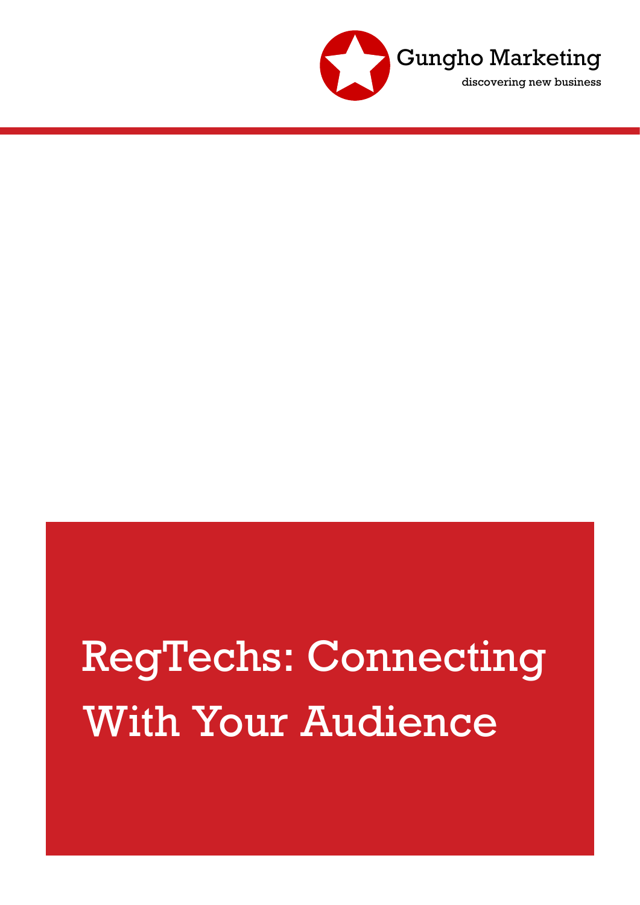Gungho Marketing

discovering new business

# RegTechs: Connecting With Your Audience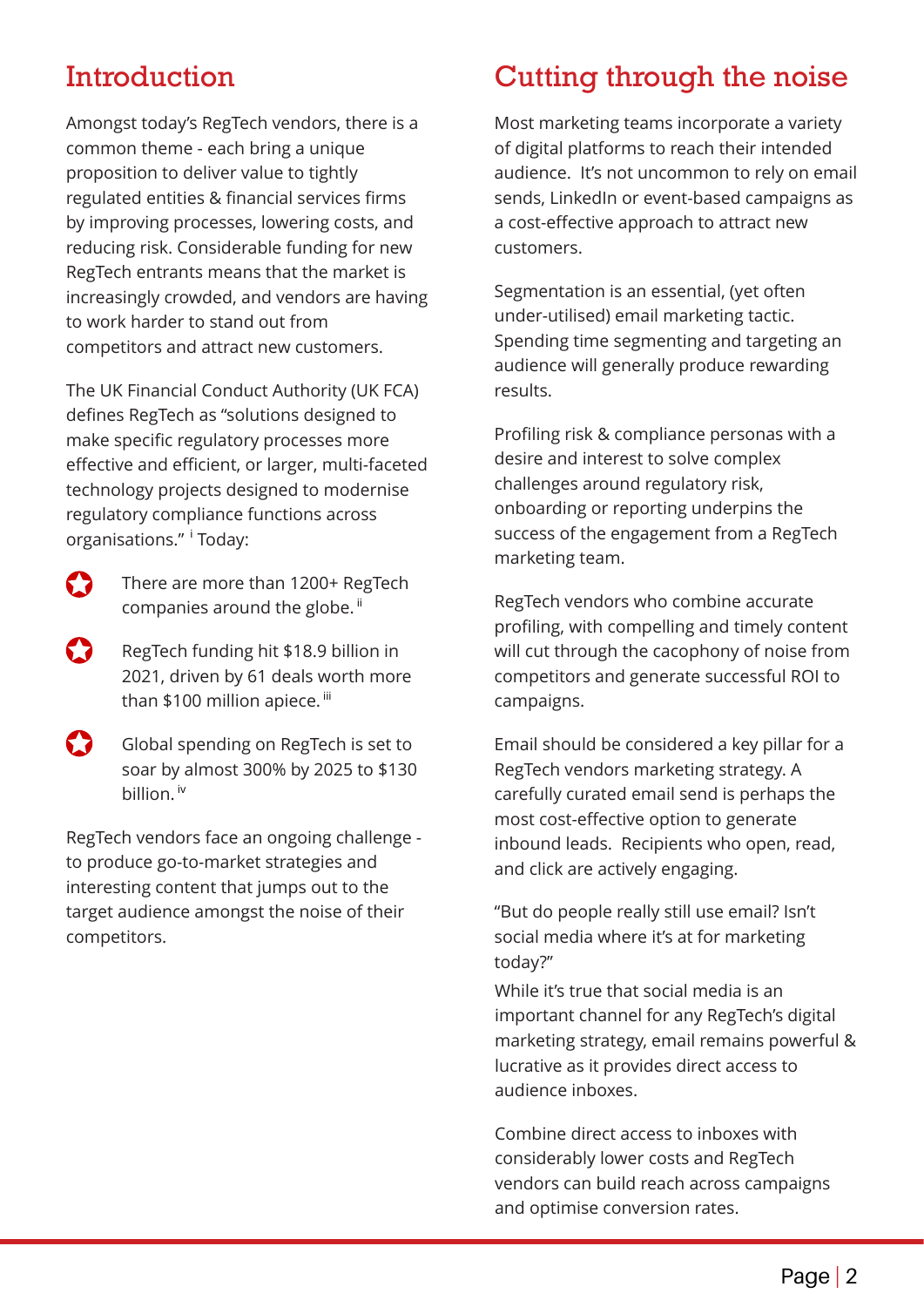## Introduction

Amongst today's RegTech vendors, there is a common theme - each bring a unique proposition to deliver value to tightly regulated entities & financial services firms by improving processes, lowering costs, and reducing risk. Considerable funding for new RegTech entrants means that the market is increasingly crowded, and vendors are having to work harder to stand out from competitors and attract new customers.

The UK Financial Conduct Authority (UK FCA) defines RegTech as "solutions designed to make specific regulatory processes more effective and efficient, or larger, multi-faceted technology projects designed to modernise regulatory compliance functions across organisations." [i] Today:

- There are more than 1200+ RegTech companies around the globe. [ii]
- RegTech funding hit $18.9 billion in 2021, driven by 61 deals worth more than $100 million apiece. [iii]
- Global spending on RegTech is set to soar by almost 300% by 2025 to $130 billion. [iv]

RegTech vendors face an ongoing challenge - to produce go-to-market strategies and interesting content that jumps out to the target audience amongst the noise of their competitors.

## Cutting through the noise

Most marketing teams incorporate a variety of digital platforms to reach their intended audience. It's not uncommon to rely on email sends, LinkedIn or event-based campaigns as a cost-effective approach to attract new customers.

Segmentation is an essential, (yet often under-utilised) email marketing tactic. Spending time segmenting and targeting an audience will generally produce rewarding results.

Profiling risk & compliance personas with a desire and interest to solve complex challenges around regulatory risk, onboarding or reporting underpins the success of the engagement from a RegTech marketing team.

RegTech vendors who combine accurate profiling, with compelling and timely content will cut through the cacophony of noise from competitors and generate successful ROI to campaigns.

Email should be considered a key pillar for a RegTech vendors marketing strategy. A carefully curated email send is perhaps the most cost-effective option to generate inbound leads. Recipients who open, read, and click are actively engaging.

"But do people really still use email? Isn't social media where it's at for marketing today?"

While it's true that social media is an important channel for any RegTech's digital marketing strategy, email remains powerful & lucrative as it provides direct access to audience inboxes.

Combine direct access to inboxes with considerably lower costs and RegTech vendors can build reach across campaigns and optimise conversion rates.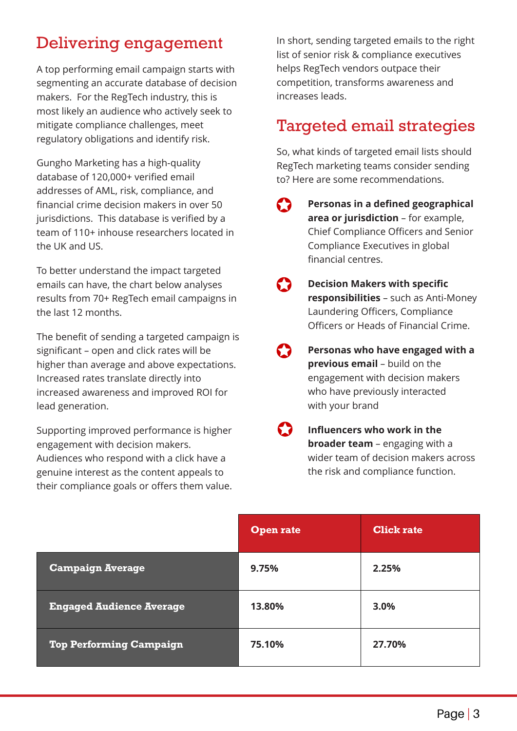## Delivering engagement

A top performing email campaign starts with segmenting an accurate database of decision makers. For the RegTech industry, this is most likely an audience who actively seek to mitigate compliance challenges, meet regulatory obligations and identify risk.

Gungho Marketing has a high-quality database of 120,000+ verified email addresses of AML, risk, compliance, and financial crime decision makers in over 50 jurisdictions. This database is verified by a team of 110+ inhouse researchers located in the UK and US.

To better understand the impact targeted emails can have, the chart below analyses results from 70+ RegTech email campaigns in the last 12 months.

The benefit of sending a targeted campaign is significant – open and click rates will be higher than average and above expectations. Increased rates translate directly into increased awareness and improved ROI for lead generation.

Supporting improved performance is higher engagement with decision makers. Audiences who respond with a click have a genuine interest as the content appeals to their compliance goals or offers them value.

In short, sending targeted emails to the right list of senior risk & compliance executives helps RegTech vendors outpace their competition, transforms awareness and increases leads.

## Targeted email strategies

So, what kinds of targeted email lists should RegTech marketing teams consider sending to? Here are some recommendations.

- **Personas in a defined geographical area or jurisdiction** – for example, Chief Compliance Officers and Senior Compliance Executives in global financial centres.
- **Decision Makers with specific responsibilities** – such as Anti-Money Laundering Officers, Compliance Officers or Heads of Financial Crime.
- **Personas who have engaged with a previous email** – build on the engagement with decision makers who have previously interacted with your brand
- **Influencers who work in the broader team** – engaging with a wider team of decision makers across the risk and compliance function.

| | Open rate | Click rate |
|---|---|---|
| **Campaign Average** | **9.75%** | **2.25%** |
| **Engaged Audience Average** | **13.80%** | **3.0%** |
| **Top Performing Campaign** | **75.10%** | **27.70%** |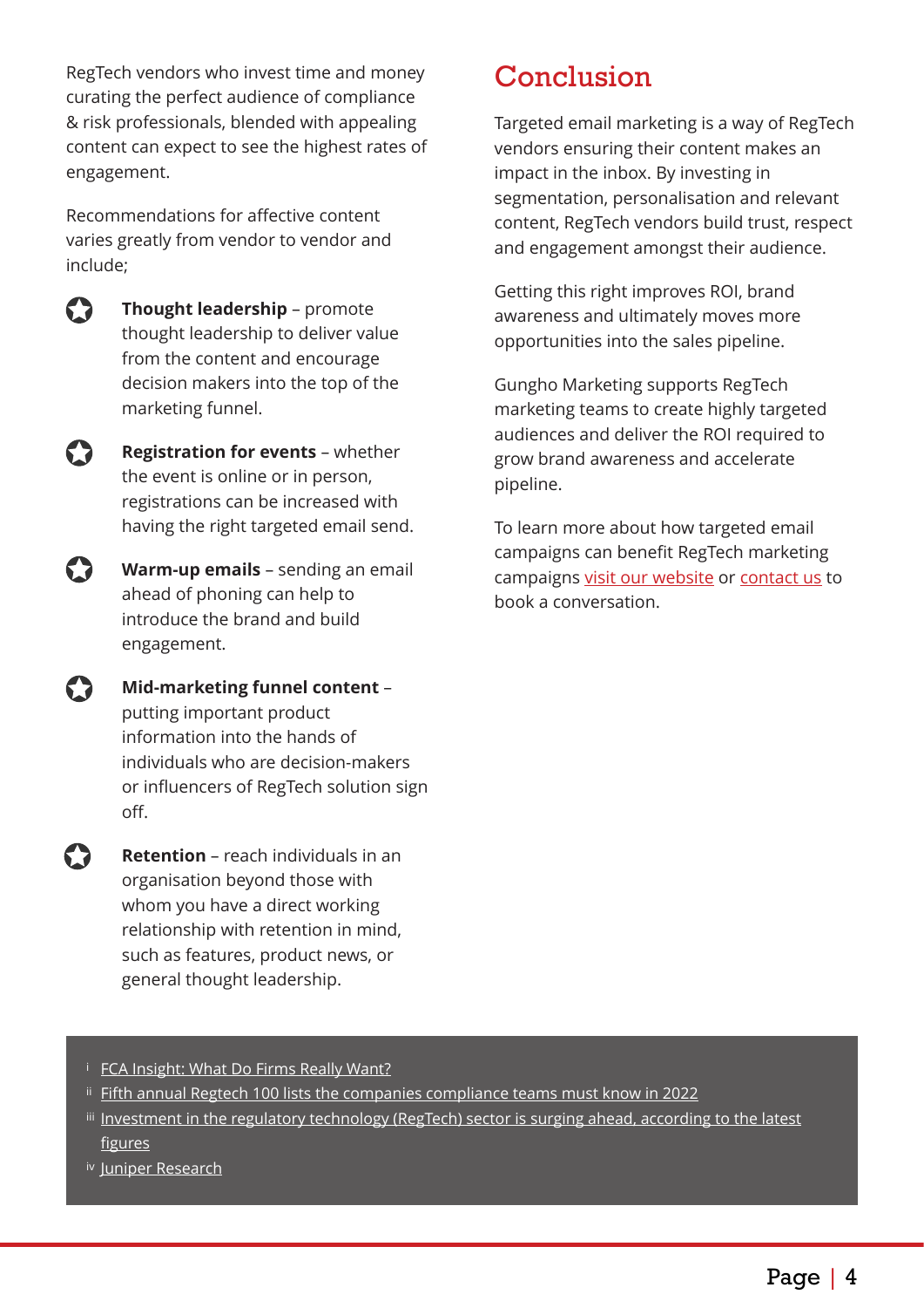RegTech vendors who invest time and money curating the perfect audience of compliance & risk professionals, blended with appealing content can expect to see the highest rates of engagement.

Recommendations for affective content varies greatly from vendor to vendor and include;

- **Thought leadership** – promote thought leadership to deliver value from the content and encourage decision makers into the top of the marketing funnel.
- **Registration for events** – whether the event is online or in person, registrations can be increased with having the right targeted email send.
- **Warm-up emails** – sending an email ahead of phoning can help to introduce the brand and build engagement.
- **Mid-marketing funnel content** – putting important product information into the hands of individuals who are decision-makers or influencers of RegTech solution sign off.
- **Retention** – reach individuals in an organisation beyond those with whom you have a direct working relationship with retention in mind, such as features, product news, or general thought leadership.

# Conclusion

Targeted email marketing is a way of RegTech vendors ensuring their content makes an impact in the inbox. By investing in segmentation, personalisation and relevant content, RegTech vendors build trust, respect and engagement amongst their audience.

Getting this right improves ROI, brand awareness and ultimately moves more opportunities into the sales pipeline.

Gungho Marketing supports RegTech marketing teams to create highly targeted audiences and deliver the ROI required to grow brand awareness and accelerate pipeline.

To learn more about how targeted email campaigns can benefit RegTech marketing campaigns visit our website or contact us to book a conversation.

---

[i] FCA Insight: What Do Firms Really Want?
[ii] Fifth annual Regtech 100 lists the companies compliance teams must know in 2022
[iii] Investment in the regulatory technology (RegTech) sector is surging ahead, according to the latest figures
[iv] Juniper Research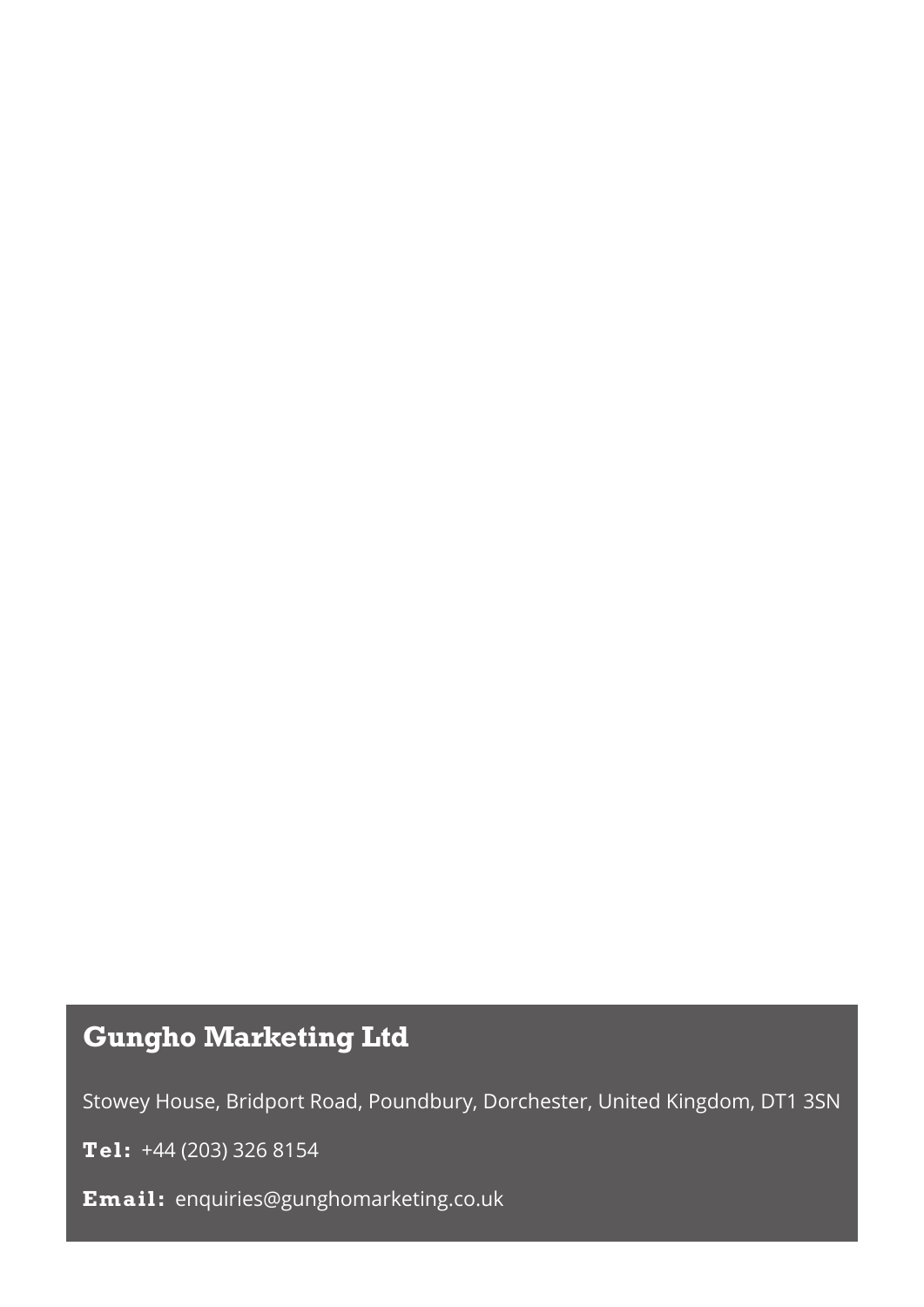## Gungho Marketing Ltd

Stowey House, Bridport Road, Poundbury, Dorchester, United Kingdom, DT1 3SN

**Tel:** +44 (203) 326 8154

**Email:** enquiries@gunghomarketing.co.uk